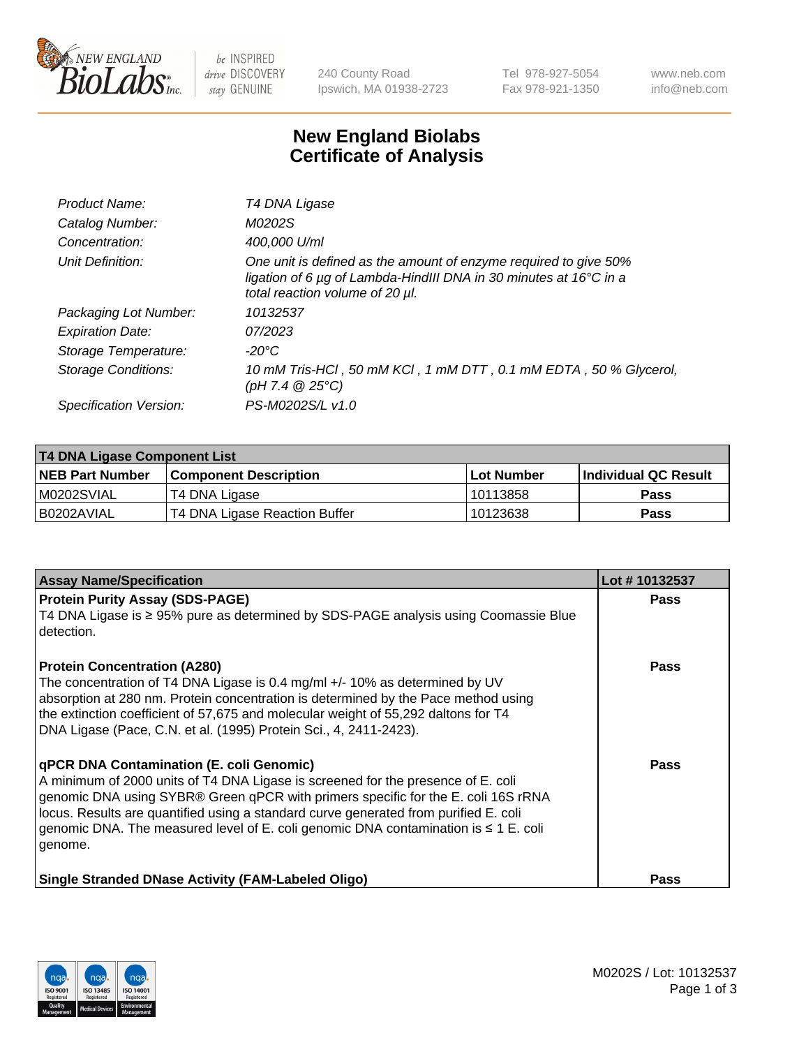# New England Biolabs Certificate of Analysis

| | |
|---|---|
| *Product Name:* | *T4 DNA Ligase* |
| *Catalog Number:* | *M0202S* |
| *Concentration:* | *400,000 U/ml* |
| *Unit Definition:* | *One unit is defined as the amount of enzyme required to give 50% ligation of 6 µg of Lambda-HindIII DNA in 30 minutes at 16°C in a total reaction volume of 20 µl.* |
| *Packaging Lot Number:* | *10132537* |
| *Expiration Date:* | *07/2023* |
| *Storage Temperature:* | *-20°C* |
| *Storage Conditions:* | *10 mM Tris-HCl , 50 mM KCl , 1 mM DTT , 0.1 mM EDTA , 50 % Glycerol, (pH 7.4 @ 25°C)* |
| *Specification Version:* | *PS-M0202S/L v1.0* |

| **T4 DNA Ligase Component List** | | | |
|---|---|---|---|
| **NEB Part Number** | **Component Description** | **Lot Number** | **Individual QC Result** |
| M0202SVIAL | T4 DNA Ligase | 10113858 | **Pass** |
| B0202AVIAL | T4 DNA Ligase Reaction Buffer | 10123638 | **Pass** |

| **Assay Name/Specification** | **Lot # 10132537** |
|---|---|
| **Protein Purity Assay (SDS-PAGE)**<br>T4 DNA Ligase is ≥ 95% pure as determined by SDS-PAGE analysis using Coomassie Blue detection. | **Pass** |
| **Protein Concentration (A280)**<br>The concentration of T4 DNA Ligase is 0.4 mg/ml +/- 10% as determined by UV absorption at 280 nm. Protein concentration is determined by the Pace method using the extinction coefficient of 57,675 and molecular weight of 55,292 daltons for T4 DNA Ligase (Pace, C.N. et al. (1995) Protein Sci., 4, 2411-2423). | **Pass** |
| **qPCR DNA Contamination (E. coli Genomic)**<br>A minimum of 2000 units of T4 DNA Ligase is screened for the presence of E. coli genomic DNA using SYBR® Green qPCR with primers specific for the E. coli 16S rRNA locus. Results are quantified using a standard curve generated from purified E. coli genomic DNA. The measured level of E. coli genomic DNA contamination is ≤ 1 E. coli genome. | **Pass** |
| **Single Stranded DNase Activity (FAM-Labeled Oligo)** | **Pass** |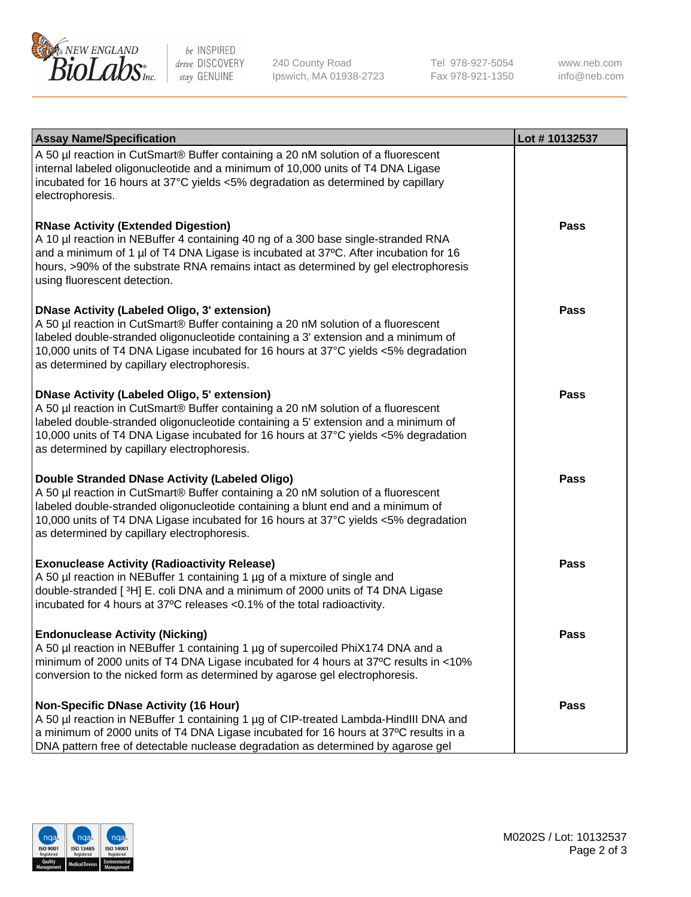| Assay Name/Specification | Lot # 10132537 |
| --- | --- |
| A 50 µl reaction in CutSmart® Buffer containing a 20 nM solution of a fluorescent internal labeled oligonucleotide and a minimum of 10,000 units of T4 DNA Ligase incubated for 16 hours at 37°C yields <5% degradation as determined by capillary electrophoresis. | |
| **RNase Activity (Extended Digestion)**<br>A 10 µl reaction in NEBuffer 4 containing 40 ng of a 300 base single-stranded RNA and a minimum of 1 µl of T4 DNA Ligase is incubated at 37ºC. After incubation for 16 hours, >90% of the substrate RNA remains intact as determined by gel electrophoresis using fluorescent detection. | **Pass** |
| **DNase Activity (Labeled Oligo, 3' extension)**<br>A 50 µl reaction in CutSmart® Buffer containing a 20 nM solution of a fluorescent labeled double-stranded oligonucleotide containing a 3' extension and a minimum of 10,000 units of T4 DNA Ligase incubated for 16 hours at 37°C yields <5% degradation as determined by capillary electrophoresis. | **Pass** |
| **DNase Activity (Labeled Oligo, 5' extension)**<br>A 50 µl reaction in CutSmart® Buffer containing a 20 nM solution of a fluorescent labeled double-stranded oligonucleotide containing a 5' extension and a minimum of 10,000 units of T4 DNA Ligase incubated for 16 hours at 37°C yields <5% degradation as determined by capillary electrophoresis. | **Pass** |
| **Double Stranded DNase Activity (Labeled Oligo)**<br>A 50 µl reaction in CutSmart® Buffer containing a 20 nM solution of a fluorescent labeled double-stranded oligonucleotide containing a blunt end and a minimum of 10,000 units of T4 DNA Ligase incubated for 16 hours at 37°C yields <5% degradation as determined by capillary electrophoresis. | **Pass** |
| **Exonuclease Activity (Radioactivity Release)**<br>A 50 µl reaction in NEBuffer 1 containing 1 µg of a mixture of single and double-stranded [ $^{3}H$] E. coli DNA and a minimum of 2000 units of T4 DNA Ligase incubated for 4 hours at 37ºC releases <0.1% of the total radioactivity. | **Pass** |
| **Endonuclease Activity (Nicking)**<br>A 50 µl reaction in NEBuffer 1 containing 1 µg of supercoiled PhiX174 DNA and a minimum of 2000 units of T4 DNA Ligase incubated for 4 hours at 37ºC results in <10% conversion to the nicked form as determined by agarose gel electrophoresis. | **Pass** |
| **Non-Specific DNase Activity (16 Hour)**<br>A 50 µl reaction in NEBuffer 1 containing 1 µg of CIP-treated Lambda-HindIII DNA and a minimum of 2000 units of T4 DNA Ligase incubated for 16 hours at 37ºC results in a DNA pattern free of detectable nuclease degradation as determined by agarose gel | **Pass** |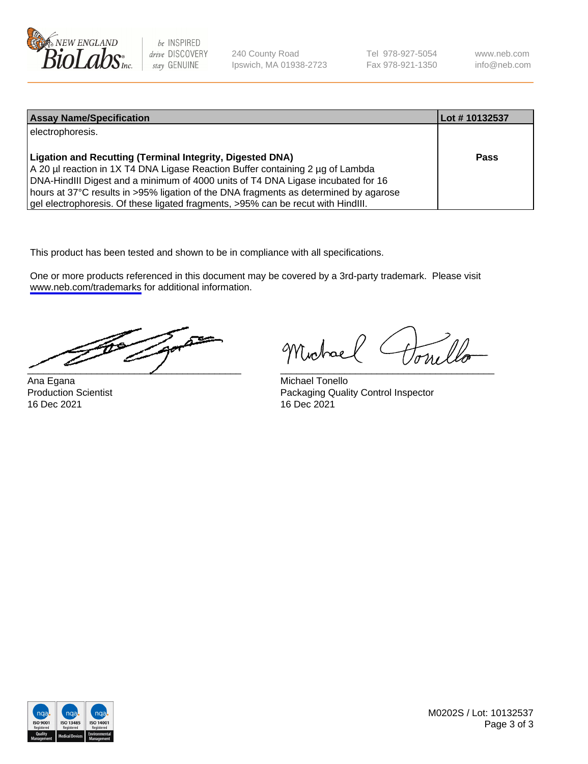| Assay Name/Specification | Lot # 10132537 |
|---|---|
| electrophoresis. | |
| **Ligation and Recutting (Terminal Integrity, Digested DNA)**<br>A 20 µl reaction in 1X T4 DNA Ligase Reaction Buffer containing 2 µg of Lambda DNA-HindIII Digest and a minimum of 4000 units of T4 DNA Ligase incubated for 16 hours at 37°C results in >95% ligation of the DNA fragments as determined by agarose gel electrophoresis. Of these ligated fragments, >95% can be recut with HindIII. | **Pass** |

This product has been tested and shown to be in compliance with all specifications.

One or more products referenced in this document may be covered by a 3rd-party trademark. Please visit www.neb.com/trademarks for additional information.

Ana Egana
Production Scientist
16 Dec 2021

Michael Tonello
Packaging Quality Control Inspector
16 Dec 2021

M0202S / Lot: 10132537